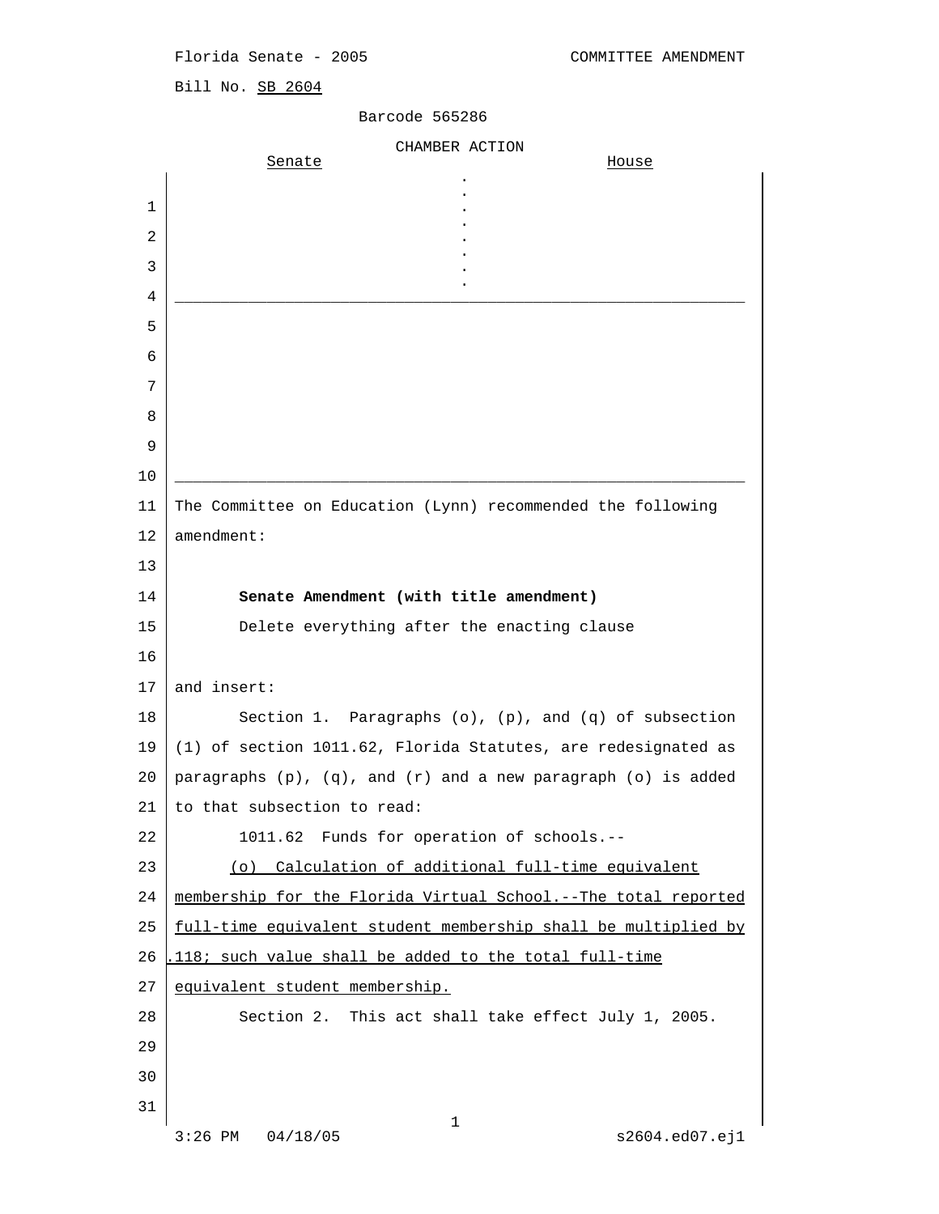Florida Senate - 2005 COMMITTEE AMENDMENT

Bill No. SB 2604

Barcode 565286

CHAMBER ACTION

| Senate | . | House |
|---|---|---|

The Committee on Education (Lynn) recommended the following amendment:

**Senate Amendment (with title amendment)**

Delete everything after the enacting clause

and insert:

Section 1. Paragraphs (o), (p), and (q) of subsection (1) of section 1011.62, Florida Statutes, are redesignated as paragraphs (p), (q), and (r) and a new paragraph (o) is added to that subsection to read:

1011.62 Funds for operation of schools.--

(o) Calculation of additional full-time equivalent membership for the Florida Virtual School.--The total reported full-time equivalent student membership shall be multiplied by .118; such value shall be added to the total full-time equivalent student membership.

Section 2. This act shall take effect July 1, 2005.

3:26 PM 04/18/05 s2604.ed07.ej1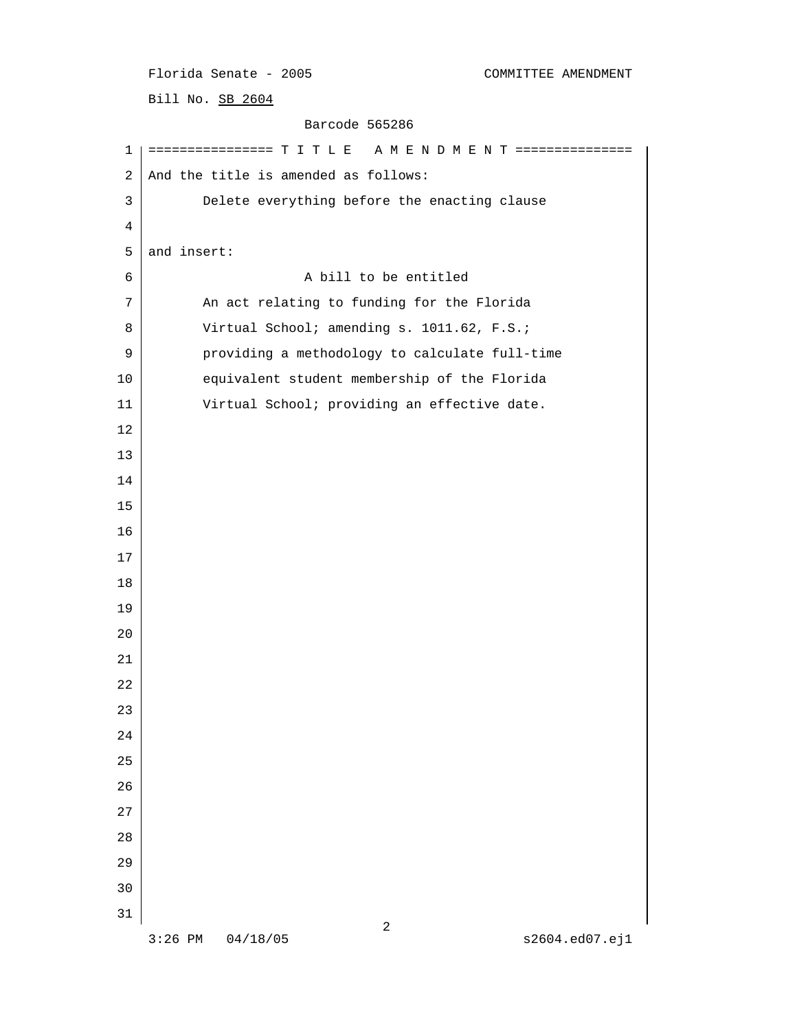Florida Senate - 2005 COMMITTEE AMENDMENT

Bill No. SB 2604

Barcode 565286

================ T I T L E A M E N D M E N T ===============

And the title is amended as follows:

Delete everything before the enacting clause

and insert:

A bill to be entitled

An act relating to funding for the Florida Virtual School; amending s. 1011.62, F.S.; providing a methodology to calculate full-time equivalent student membership of the Florida Virtual School; providing an effective date.

3:26 PM 04/18/05 s2604.ed07.ej1